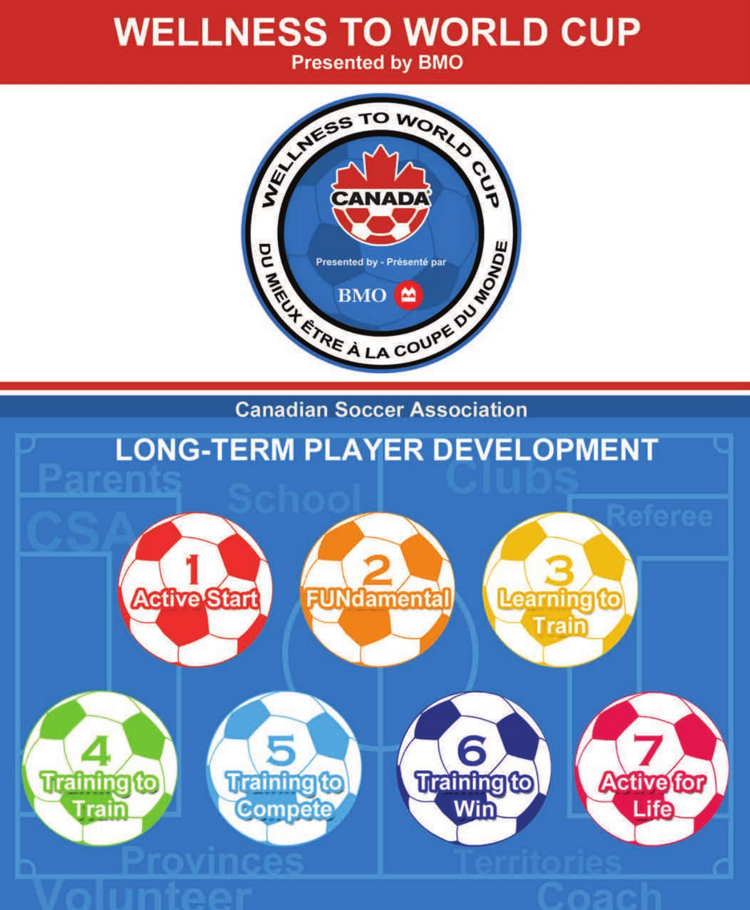# WELLNESS TO WORLD CUP

**Presented by BMO**

WELLNESS TO WORLD CUP

CANADA

Presented by - Présenté par

BMO

DU MIEUX ÊTRE À LA COUPE DU MONDE

Canadian Soccer Association

## LONG-TERM PLAYER DEVELOPMENT

Parents, School, Clubs, CSA, Referee, Provinces, Territories, Volunteer, Coach

1. Active Start
2. FUNdamental
3. Learning to Train
4. Training to Train
5. Training to Compete
6. Training to Win
7. Active for Life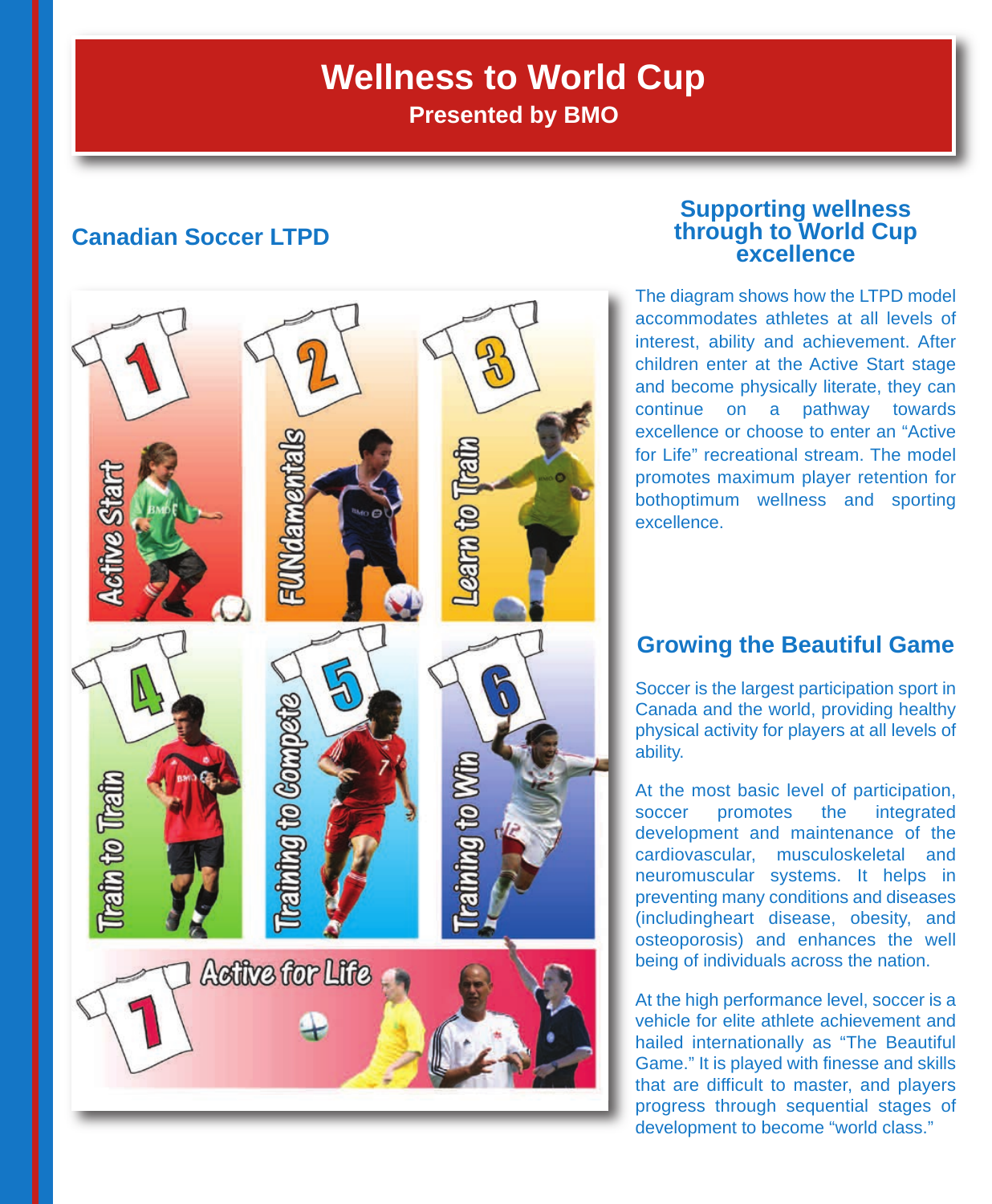# Wellness to World Cup

**Presented by BMO**

## Canadian Soccer LTPD

## Supporting wellness through to World Cup excellence

The diagram shows how the LTPD model accommodates athletes at all levels of interest, ability and achievement. After children enter at the Active Start stage and become physically literate, they can continue on a pathway towards excellence or choose to enter an "Active for Life" recreational stream. The model promotes maximum player retention for bothoptimum wellness and sporting excellence.

## Growing the Beautiful Game

Soccer is the largest participation sport in Canada and the world, providing healthy physical activity for players at all levels of ability.

At the most basic level of participation, soccer promotes the integrated development and maintenance of the cardiovascular, musculoskeletal and neuromuscular systems. It helps in preventing many conditions and diseases (includingheart disease, obesity, and osteoporosis) and enhances the well being of individuals across the nation.

At the high performance level, soccer is a vehicle for elite athlete achievement and hailed internationally as "The Beautiful Game." It is played with finesse and skills that are difficult to master, and players progress through sequential stages of development to become "world class."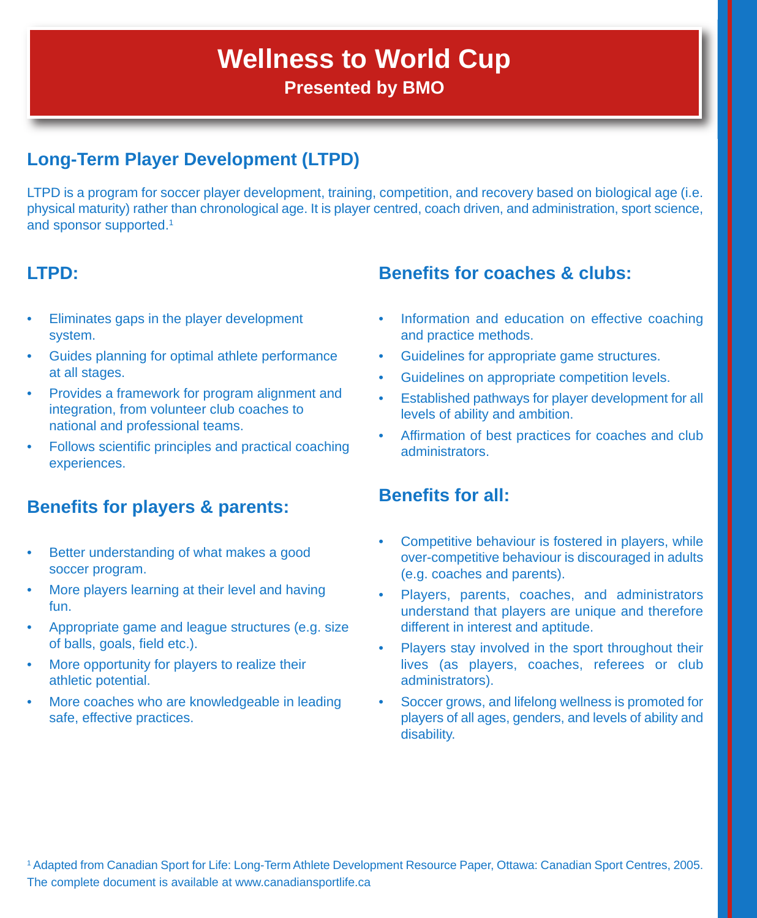# Wellness to World Cup

**Presented by BMO**

## Long-Term Player Development (LTPD)

LTPD is a program for soccer player development, training, competition, and recovery based on biological age (i.e. physical maturity) rather than chronological age. It is player centred, coach driven, and administration, sport science, and sponsor supported.[1]

### LTPD:

- Eliminates gaps in the player development system.
- Guides planning for optimal athlete performance at all stages.
- Provides a framework for program alignment and integration, from volunteer club coaches to national and professional teams.
- Follows scientific principles and practical coaching experiences.

### Benefits for players & parents:

- Better understanding of what makes a good soccer program.
- More players learning at their level and having fun.
- Appropriate game and league structures (e.g. size of balls, goals, field etc.).
- More opportunity for players to realize their athletic potential.
- More coaches who are knowledgeable in leading safe, effective practices.

### Benefits for coaches & clubs:

- Information and education on effective coaching and practice methods.
- Guidelines for appropriate game structures.
- Guidelines on appropriate competition levels.
- Established pathways for player development for all levels of ability and ambition.
- Affirmation of best practices for coaches and club administrators.

### Benefits for all:

- Competitive behaviour is fostered in players, while over-competitive behaviour is discouraged in adults (e.g. coaches and parents).
- Players, parents, coaches, and administrators understand that players are unique and therefore different in interest and aptitude.
- Players stay involved in the sport throughout their lives (as players, coaches, referees or club administrators).
- Soccer grows, and lifelong wellness is promoted for players of all ages, genders, and levels of ability and disability.

[1] Adapted from Canadian Sport for Life: Long-Term Athlete Development Resource Paper, Ottawa: Canadian Sport Centres, 2005. The complete document is available at www.canadiansportlife.ca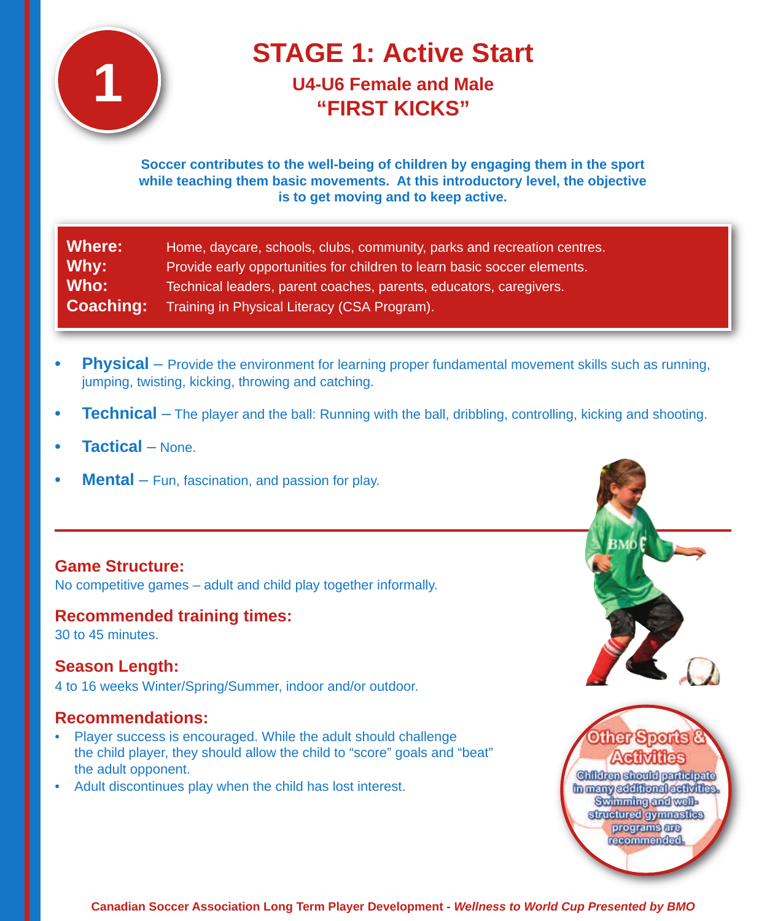# STAGE 1: Active Start

## U4-U6 Female and Male
## "FIRST KICKS"

**Soccer contributes to the well-being of children by engaging them in the sport while teaching them basic movements. At this introductory level, the objective is to get moving and to keep active.**

| | |
|---|---|
| **Where:** | Home, daycare, schools, clubs, community, parks and recreation centres. |
| **Why:** | Provide early opportunities for children to learn basic soccer elements. |
| **Who:** | Technical leaders, parent coaches, parents, educators, caregivers. |
| **Coaching:** | Training in Physical Literacy (CSA Program). |

- **Physical** – Provide the environment for learning proper fundamental movement skills such as running, jumping, twisting, kicking, throwing and catching.
- **Technical** – The player and the ball: Running with the ball, dribbling, controlling, kicking and shooting.
- **Tactical** – None.
- **Mental** – Fun, fascination, and passion for play.

### Game Structure:
No competitive games – adult and child play together informally.

### Recommended training times:
30 to 45 minutes.

### Season Length:
4 to 16 weeks Winter/Spring/Summer, indoor and/or outdoor.

### Recommendations:
- Player success is encouraged. While the adult should challenge the child player, they should allow the child to "score" goals and "beat" the adult opponent.
- Adult discontinues play when the child has lost interest.

**Other Sports & Activities**

Children should participate in many additional activities. Swimming and well-structured gymnastics programs are recommended.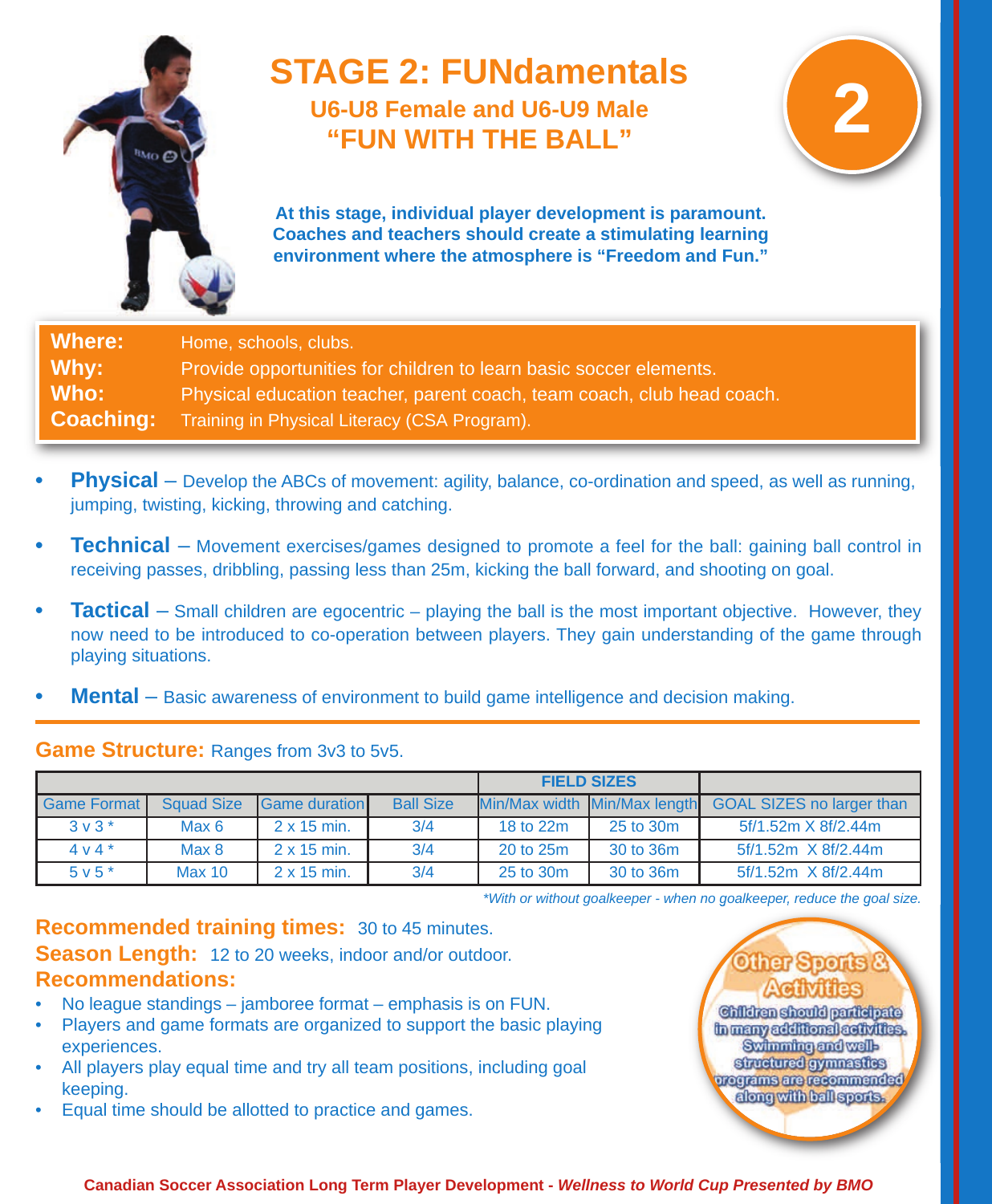# STAGE 2: FUNdamentals

### U6-U8 Female and U6-U9 Male
### "FUN WITH THE BALL"

2

**At this stage, individual player development is paramount. Coaches and teachers should create a stimulating learning environment where the atmosphere is "Freedom and Fun."**

**Where:** Home, schools, clubs.
**Why:** Provide opportunities for children to learn basic soccer elements.
**Who:** Physical education teacher, parent coach, team coach, club head coach.
**Coaching:** Training in Physical Literacy (CSA Program).

- **Physical** – Develop the ABCs of movement: agility, balance, co-ordination and speed, as well as running, jumping, twisting, kicking, throwing and catching.
- **Technical** – Movement exercises/games designed to promote a feel for the ball: gaining ball control in receiving passes, dribbling, passing less than 25m, kicking the ball forward, and shooting on goal.
- **Tactical** – Small children are egocentric – playing the ball is the most important objective. However, they now need to be introduced to co-operation between players. They gain understanding of the game through playing situations.
- **Mental** – Basic awareness of environment to build game intelligence and decision making.

**Game Structure:** Ranges from 3v3 to 5v5.

| | | | | FIELD SIZES | | |
|---|---|---|---|---|---|---|
| Game Format | Squad Size | Game duration | Ball Size | Min/Max width | Min/Max length | GOAL SIZES no larger than |
| 3 v 3 * | Max 6 | 2 x 15 min. | 3/4 | 18 to 22m | 25 to 30m | 5f/1.52m X 8f/2.44m |
| 4 v 4 * | Max 8 | 2 x 15 min. | 3/4 | 20 to 25m | 30 to 36m | 5f/1.52m X 8f/2.44m |
| 5 v 5 * | Max 10 | 2 x 15 min. | 3/4 | 25 to 30m | 30 to 36m | 5f/1.52m X 8f/2.44m |

*\*With or without goalkeeper - when no goalkeeper, reduce the goal size.*

**Recommended training times:** 30 to 45 minutes.

**Season Length:** 12 to 20 weeks, indoor and/or outdoor.

**Recommendations:**

- No league standings – jamboree format – emphasis is on FUN.
- Players and game formats are organized to support the basic playing experiences.
- All players play equal time and try all team positions, including goal keeping.
- Equal time should be allotted to practice and games.

**Other Sports & Activities**

Children should participate in many additional activities. Swimming and well-structured gymnastics programs are recommended along with ball sports.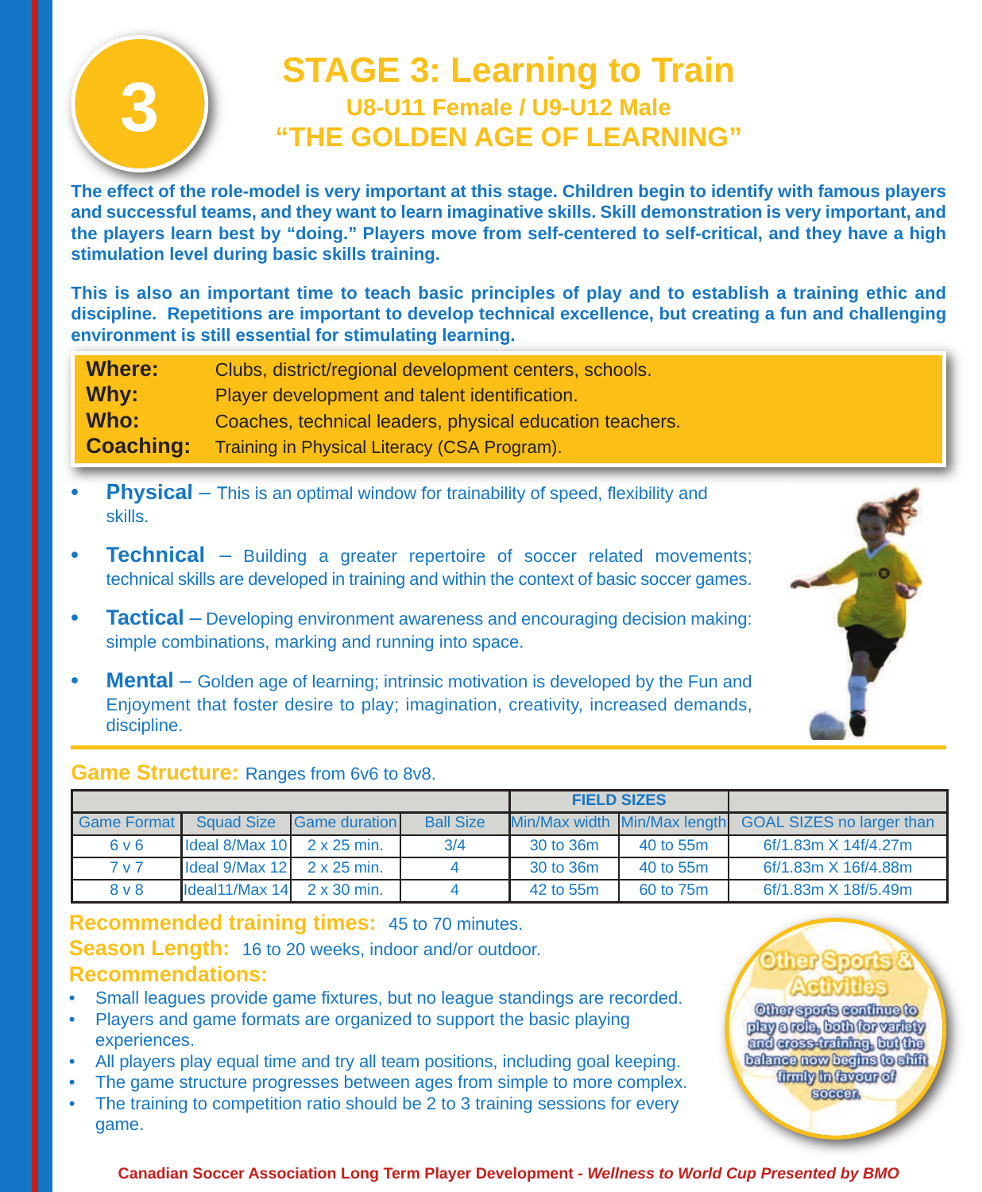# STAGE 3: Learning to Train

## U8-U11 Female / U9-U12 Male

## "THE GOLDEN AGE OF LEARNING"

**The effect of the role-model is very important at this stage. Children begin to identify with famous players and successful teams, and they want to learn imaginative skills. Skill demonstration is very important, and the players learn best by "doing." Players move from self-centered to self-critical, and they have a high stimulation level during basic skills training.**

**This is also an important time to teach basic principles of play and to establish a training ethic and discipline. Repetitions are important to develop technical excellence, but creating a fun and challenging environment is still essential for stimulating learning.**

**Where:** Clubs, district/regional development centers, schools.
**Why:** Player development and talent identification.
**Who:** Coaches, technical leaders, physical education teachers.
**Coaching:** Training in Physical Literacy (CSA Program).

- **Physical** – This is an optimal window for trainability of speed, flexibility and skills.
- **Technical** – Building a greater repertoire of soccer related movements; technical skills are developed in training and within the context of basic soccer games.
- **Tactical** – Developing environment awareness and encouraging decision making: simple combinations, marking and running into space.
- **Mental** – Golden age of learning; intrinsic motivation is developed by the Fun and Enjoyment that foster desire to play; imagination, creativity, increased demands, discipline.

**Game Structure:** Ranges from 6v6 to 8v8.

| | | | | FIELD SIZES | | |
|---|---|---|---|---|---|---|
| Game Format | Squad Size | Game duration | Ball Size | Min/Max width | Min/Max length | GOAL SIZES no larger than |
| 6 v 6 | Ideal 8/Max 10 | 2 x 25 min. | 3/4 | 30 to 36m | 40 to 55m | 6f/1.83m X 14f/4.27m |
| 7 v 7 | Ideal 9/Max 12 | 2 x 25 min. | 4 | 30 to 36m | 40 to 55m | 6f/1.83m X 16f/4.88m |
| 8 v 8 | Ideal11/Max 14 | 2 x 30 min. | 4 | 42 to 55m | 60 to 75m | 6f/1.83m X 18f/5.49m |

**Recommended training times:** 45 to 70 minutes.
**Season Length:** 16 to 20 weeks, indoor and/or outdoor.

**Recommendations:**

- Small leagues provide game fixtures, but no league standings are recorded.
- Players and game formats are organized to support the basic playing experiences.
- All players play equal time and try all team positions, including goal keeping.
- The game structure progresses between ages from simple to more complex.
- The training to competition ratio should be 2 to 3 training sessions for every game.

**Other Sports & Activities**

Other sports continue to play a role, both for variety and cross-training, but the balance now begins to shift firmly in favour of soccer.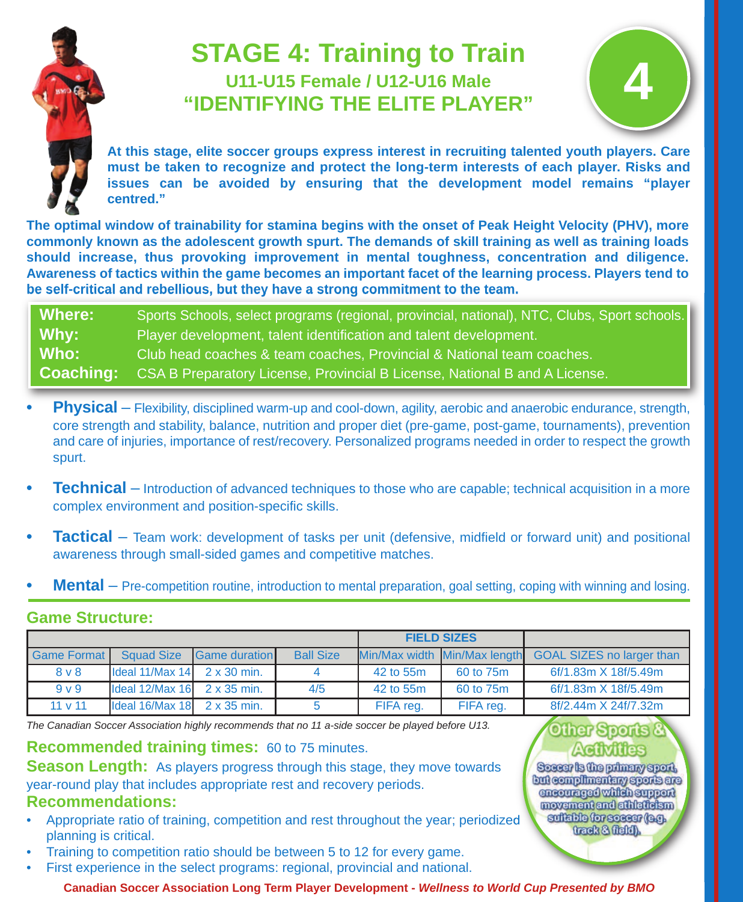# STAGE 4: Training to Train

## U11-U15 Female / U12-U16 Male

## "IDENTIFYING THE ELITE PLAYER"

4

**At this stage, elite soccer groups express interest in recruiting talented youth players. Care must be taken to recognize and protect the long-term interests of each player. Risks and issues can be avoided by ensuring that the development model remains "player centred."**

**The optimal window of trainability for stamina begins with the onset of Peak Height Velocity (PHV), more commonly known as the adolescent growth spurt. The demands of skill training as well as training loads should increase, thus provoking improvement in mental toughness, concentration and diligence. Awareness of tactics within the game becomes an important facet of the learning process. Players tend to be self-critical and rebellious, but they have a strong commitment to the team.**

| | |
|---|---|
| **Where:** | Sports Schools, select programs (regional, provincial, national), NTC, Clubs, Sport schools. |
| **Why:** | Player development, talent identification and talent development. |
| **Who:** | Club head coaches & team coaches, Provincial & National team coaches. |
| **Coaching:** | CSA B Preparatory License, Provincial B License, National B and A License. |

- **Physical** – Flexibility, disciplined warm-up and cool-down, agility, aerobic and anaerobic endurance, strength, core strength and stability, balance, nutrition and proper diet (pre-game, post-game, tournaments), prevention and care of injuries, importance of rest/recovery. Personalized programs needed in order to respect the growth spurt.
- **Technical** – Introduction of advanced techniques to those who are capable; technical acquisition in a more complex environment and position-specific skills.
- **Tactical** – Team work: development of tasks per unit (defensive, midfield or forward unit) and positional awareness through small-sided games and competitive matches.
- **Mental** – Pre-competition routine, introduction to mental preparation, goal setting, coping with winning and losing.

## Game Structure:

| | | | | FIELD SIZES | | |
|---|---|---|---|---|---|---|
| Game Format | Squad Size | Game duration | Ball Size | Min/Max width | Min/Max length | GOAL SIZES no larger than |
| 8 v 8 | Ideal 11/Max 14 | 2 x 30 min. | 4 | 42 to 55m | 60 to 75m | 6f/1.83m X 18f/5.49m |
| 9 v 9 | Ideal 12/Max 16 | 2 x 35 min. | 4/5 | 42 to 55m | 60 to 75m | 6f/1.83m X 18f/5.49m |
| 11 v 11 | Ideal 16/Max 18 | 2 x 35 min. | 5 | FIFA reg. | FIFA reg. | 8f/2.44m X 24f/7.32m |

*The Canadian Soccer Association highly recommends that no 11 a-side soccer be played before U13.*

**Recommended training times:** 60 to 75 minutes.

**Season Length:** As players progress through this stage, they move towards year-round play that includes appropriate rest and recovery periods.

**Recommendations:**

- Appropriate ratio of training, competition and rest throughout the year; periodized planning is critical.
- Training to competition ratio should be between 5 to 12 for every game.
- First experience in the select programs: regional, provincial and national.

**Other Sports & Activities**

Soccer is the primary sport, but complimentary sports are encouraged which support movement and athleticism suitable for soccer (e.g. track & field).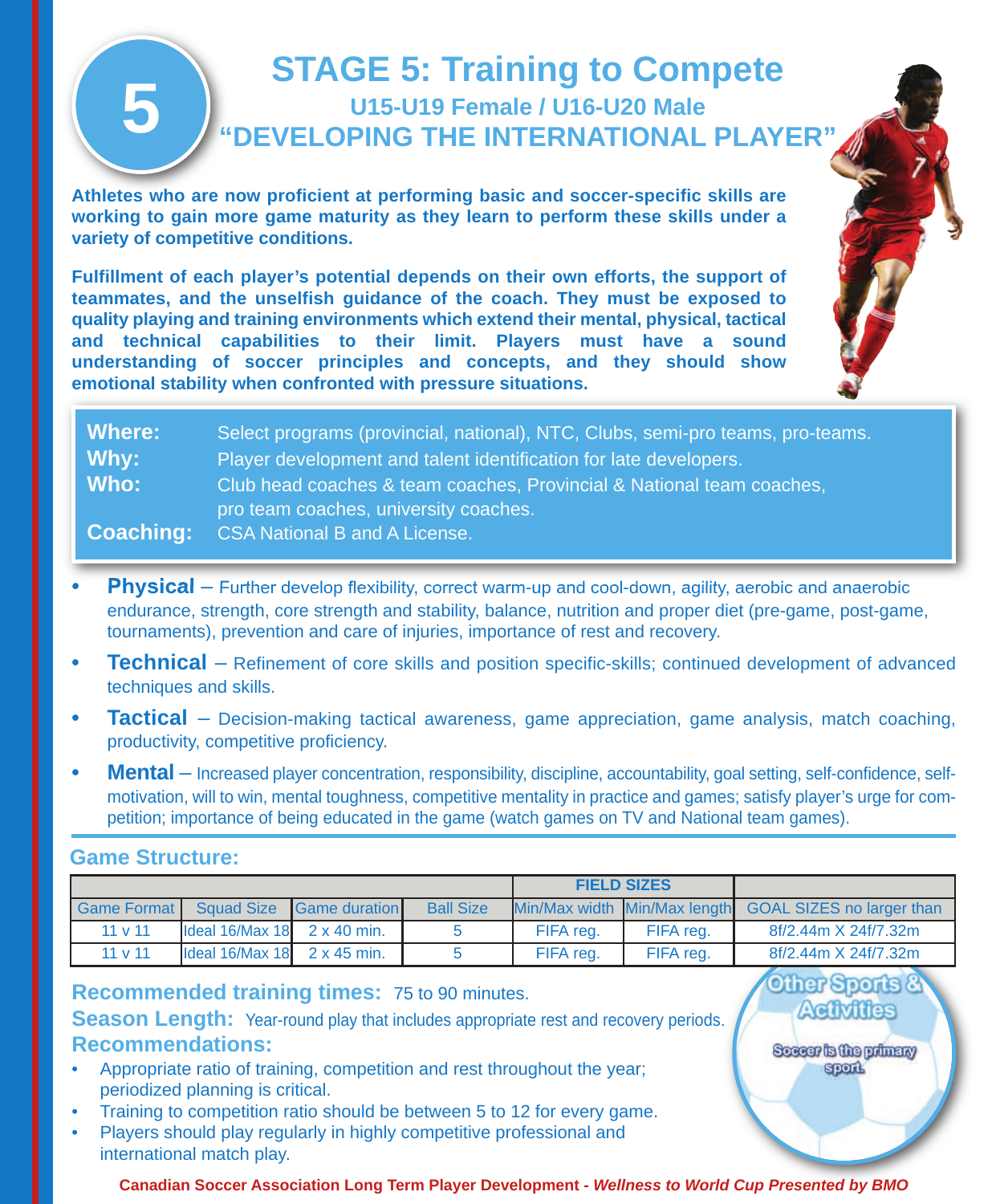# STAGE 5: Training to Compete

## U15-U19 Female / U16-U20 Male

## "DEVELOPING THE INTERNATIONAL PLAYER"

**Athletes who are now proficient at performing basic and soccer-specific skills are working to gain more game maturity as they learn to perform these skills under a variety of competitive conditions.**

**Fulfillment of each player's potential depends on their own efforts, the support of teammates, and the unselfish guidance of the coach. They must be exposed to quality playing and training environments which extend their mental, physical, tactical and technical capabilities to their limit. Players must have a sound understanding of soccer principles and concepts, and they should show emotional stability when confronted with pressure situations.**

**Where:** Select programs (provincial, national), NTC, Clubs, semi-pro teams, pro-teams.
**Why:** Player development and talent identification for late developers.
**Who:** Club head coaches & team coaches, Provincial & National team coaches, pro team coaches, university coaches.
**Coaching:** CSA National B and A License.

- **Physical** – Further develop flexibility, correct warm-up and cool-down, agility, aerobic and anaerobic endurance, strength, core strength and stability, balance, nutrition and proper diet (pre-game, post-game, tournaments), prevention and care of injuries, importance of rest and recovery.
- **Technical** – Refinement of core skills and position specific-skills; continued development of advanced techniques and skills.
- **Tactical** – Decision-making tactical awareness, game appreciation, game analysis, match coaching, productivity, competitive proficiency.
- **Mental** – Increased player concentration, responsibility, discipline, accountability, goal setting, self-confidence, self-motivation, will to win, mental toughness, competitive mentality in practice and games; satisfy player's urge for competition; importance of being educated in the game (watch games on TV and National team games).

### Game Structure:

| | | | | FIELD SIZES | | |
|---|---|---|---|---|---|---|
| Game Format | Squad Size | Game duration | Ball Size | Min/Max width | Min/Max length | GOAL SIZES no larger than |
| 11 v 11 | Ideal 16/Max 18 | 2 x 40 min. | 5 | FIFA reg. | FIFA reg. | 8f/2.44m X 24f/7.32m |
| 11 v 11 | Ideal 16/Max 18 | 2 x 45 min. | 5 | FIFA reg. | FIFA reg. | 8f/2.44m X 24f/7.32m |

**Recommended training times:** 75 to 90 minutes.

**Season Length:** Year-round play that includes appropriate rest and recovery periods.

**Recommendations:**

- Appropriate ratio of training, competition and rest throughout the year; periodized planning is critical.
- Training to competition ratio should be between 5 to 12 for every game.
- Players should play regularly in highly competitive professional and international match play.

**Other Sports & Activities**

Soccer is the primary sport.

**Canadian Soccer Association Long Term Player Development - *Wellness to World Cup Presented by BMO***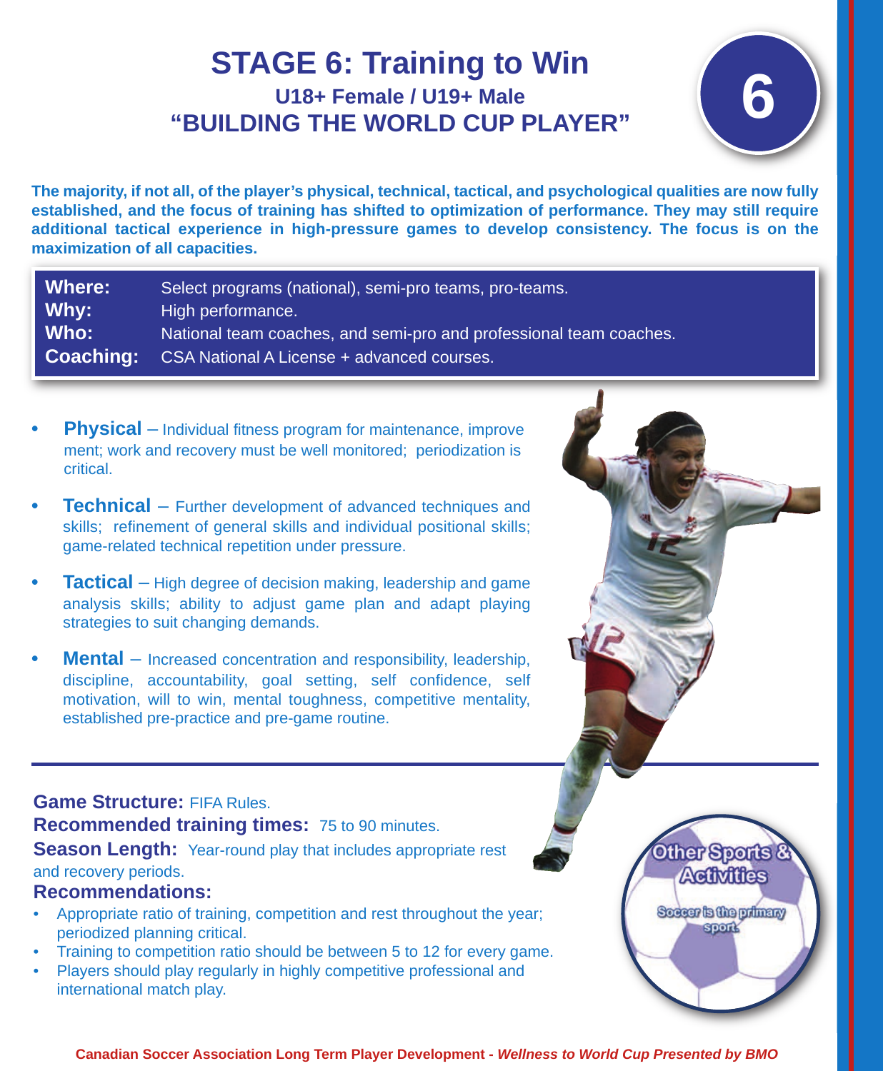# STAGE 6: Training to Win

## U18+ Female / U19+ Male

## "BUILDING THE WORLD CUP PLAYER"

6

**The majority, if not all, of the player's physical, technical, tactical, and psychological qualities are now fully established, and the focus of training has shifted to optimization of performance. They may still require additional tactical experience in high-pressure games to develop consistency. The focus is on the maximization of all capacities.**

| | |
|---|---|
| **Where:** | Select programs (national), semi-pro teams, pro-teams. |
| **Why:** | High performance. |
| **Who:** | National team coaches, and semi-pro and professional team coaches. |
| **Coaching:** | CSA National A License + advanced courses. |

- **Physical** – Individual fitness program for maintenance, improvement; work and recovery must be well monitored; periodization is critical.
- **Technical** – Further development of advanced techniques and skills; refinement of general skills and individual positional skills; game-related technical repetition under pressure.
- **Tactical** – High degree of decision making, leadership and game analysis skills; ability to adjust game plan and adapt playing strategies to suit changing demands.
- **Mental** – Increased concentration and responsibility, leadership, discipline, accountability, goal setting, self confidence, self motivation, will to win, mental toughness, competitive mentality, established pre-practice and pre-game routine.

**Game Structure:** FIFA Rules.

**Recommended training times:** 75 to 90 minutes.

**Season Length:** Year-round play that includes appropriate rest and recovery periods.

**Recommendations:**

- Appropriate ratio of training, competition and rest throughout the year; periodized planning critical.
- Training to competition ratio should be between 5 to 12 for every game.
- Players should play regularly in highly competitive professional and international match play.

**Other Sports & Activities**

Soccer is the primary sport.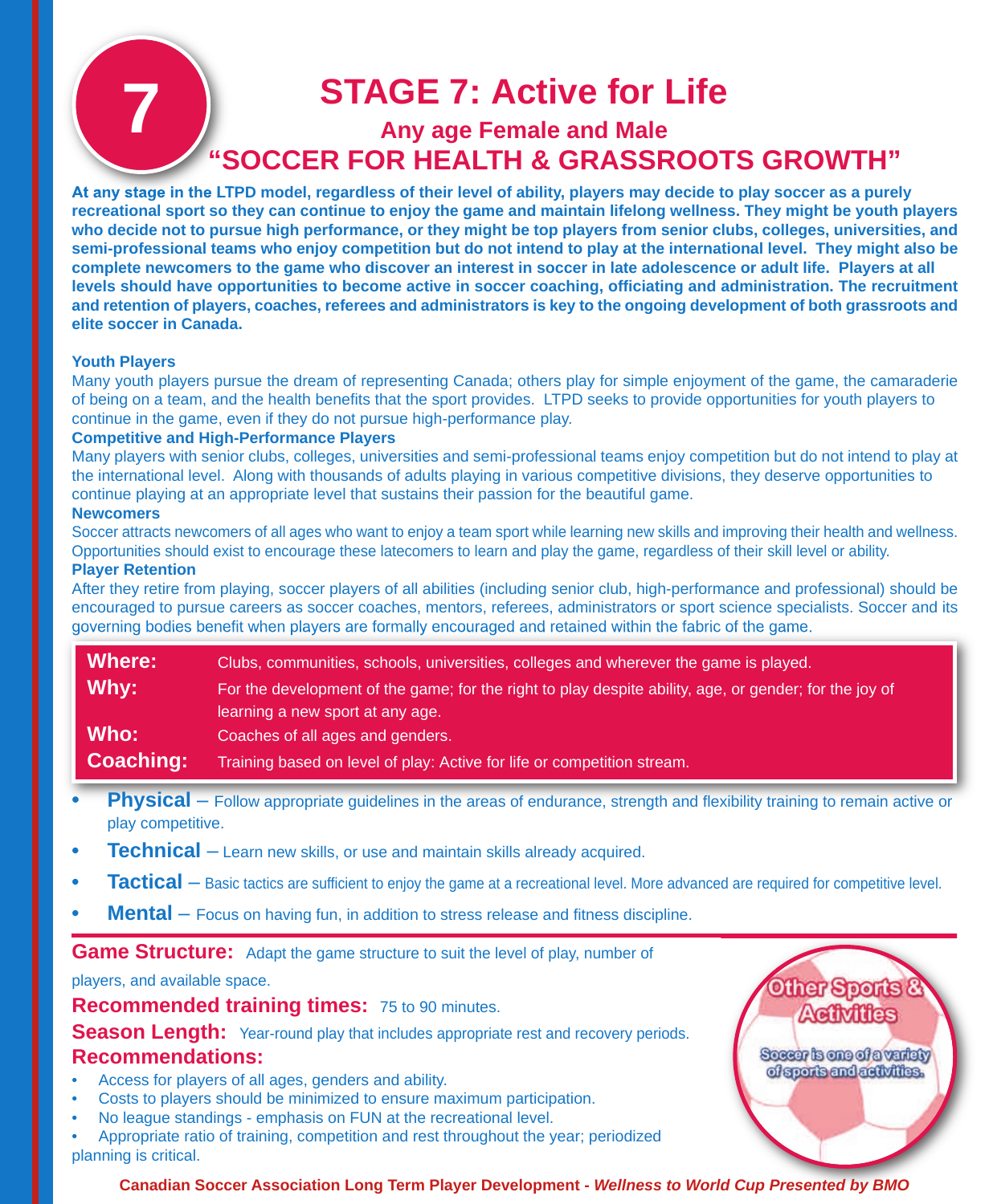# STAGE 7: Active for Life

### Any age Female and Male

## "SOCCER FOR HEALTH & GRASSROOTS GROWTH"

**At any stage in the LTPD model, regardless of their level of ability, players may decide to play soccer as a purely recreational sport so they can continue to enjoy the game and maintain lifelong wellness. They might be youth players who decide not to pursue high performance, or they might be top players from senior clubs, colleges, universities, and semi-professional teams who enjoy competition but do not intend to play at the international level. They might also be complete newcomers to the game who discover an interest in soccer in late adolescence or adult life. Players at all levels should have opportunities to become active in soccer coaching, officiating and administration. The recruitment and retention of players, coaches, referees and administrators is key to the ongoing development of both grassroots and elite soccer in Canada.**

**Youth Players**

Many youth players pursue the dream of representing Canada; others play for simple enjoyment of the game, the camaraderie of being on a team, and the health benefits that the sport provides. LTPD seeks to provide opportunities for youth players to continue in the game, even if they do not pursue high-performance play.

**Competitive and High-Performance Players**

Many players with senior clubs, colleges, universities and semi-professional teams enjoy competition but do not intend to play at the international level. Along with thousands of adults playing in various competitive divisions, they deserve opportunities to continue playing at an appropriate level that sustains their passion for the beautiful game.

**Newcomers**

Soccer attracts newcomers of all ages who want to enjoy a team sport while learning new skills and improving their health and wellness. Opportunities should exist to encourage these latecomers to learn and play the game, regardless of their skill level or ability.

**Player Retention**

After they retire from playing, soccer players of all abilities (including senior club, high-performance and professional) should be encouraged to pursue careers as soccer coaches, mentors, referees, administrators or sport science specialists. Soccer and its governing bodies benefit when players are formally encouraged and retained within the fabric of the game.

| | |
|---|---|
| **Where:** | Clubs, communities, schools, universities, colleges and wherever the game is played. |
| **Why:** | For the development of the game; for the right to play despite ability, age, or gender; for the joy of learning a new sport at any age. |
| **Who:** | Coaches of all ages and genders. |
| **Coaching:** | Training based on level of play: Active for life or competition stream. |

- **Physical** – Follow appropriate guidelines in the areas of endurance, strength and flexibility training to remain active or play competitive.
- **Technical** – Learn new skills, or use and maintain skills already acquired.
- **Tactical** – Basic tactics are sufficient to enjoy the game at a recreational level. More advanced are required for competitive level.
- **Mental** – Focus on having fun, in addition to stress release and fitness discipline.

**Game Structure:** Adapt the game structure to suit the level of play, number of players, and available space.

**Recommended training times:** 75 to 90 minutes.

**Season Length:** Year-round play that includes appropriate rest and recovery periods.

**Recommendations:**

- Access for players of all ages, genders and ability.
- Costs to players should be minimized to ensure maximum participation.
- No league standings - emphasis on FUN at the recreational level.
- Appropriate ratio of training, competition and rest throughout the year; periodized planning is critical.

**Other Sports & Activities**

Soccer is one of a variety of sports and activities.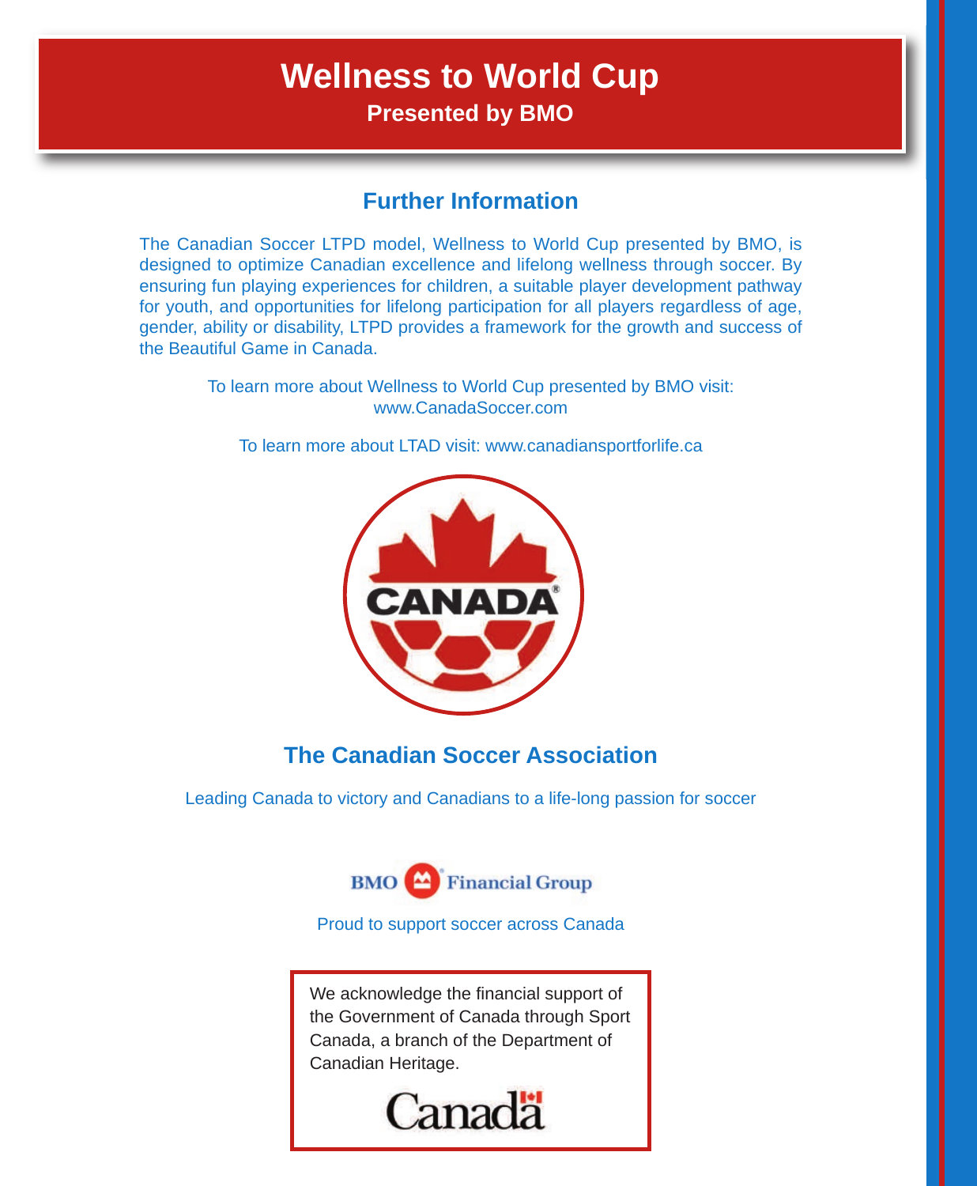# Wellness to World Cup

**Presented by BMO**

## Further Information

The Canadian Soccer LTPD model, Wellness to World Cup presented by BMO, is designed to optimize Canadian excellence and lifelong wellness through soccer. By ensuring fun playing experiences for children, a suitable player development pathway for youth, and opportunities for lifelong participation for all players regardless of age, gender, ability or disability, LTPD provides a framework for the growth and success of the Beautiful Game in Canada.

To learn more about Wellness to World Cup presented by BMO visit: www.CanadaSoccer.com

To learn more about LTAD visit: www.canadiansportforlife.ca

CANADA®

## The Canadian Soccer Association

Leading Canada to victory and Canadians to a life-long passion for soccer

BMO Financial Group

Proud to support soccer across Canada

We acknowledge the financial support of the Government of Canada through Sport Canada, a branch of the Department of Canadian Heritage.

Canada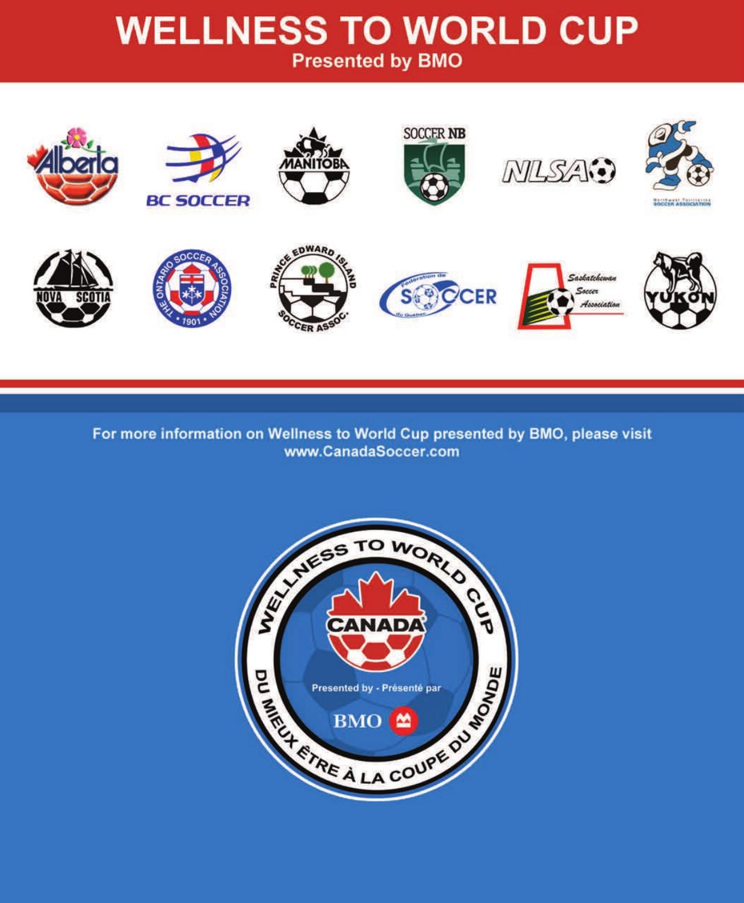# WELLNESS TO WORLD CUP

**Presented by BMO**

For more information on Wellness to World Cup presented by BMO, please visit www.CanadaSoccer.com